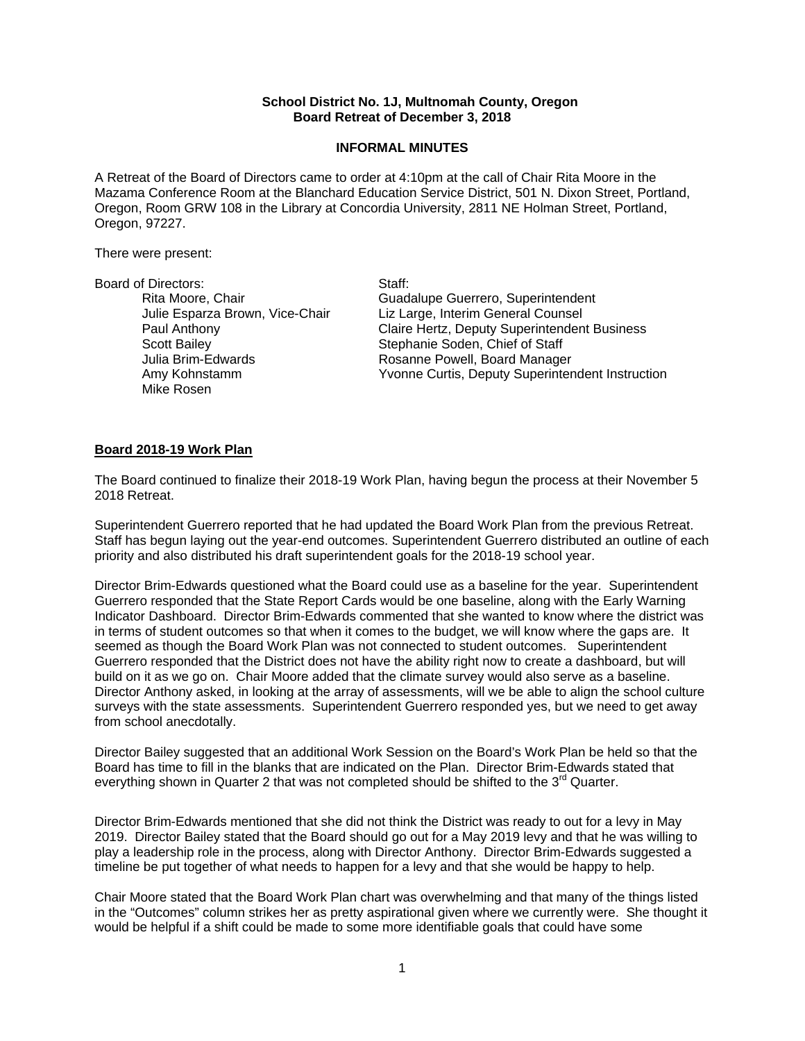**School District No. 1J, Multnomah County, Oregon**
**Board Retreat of December 3, 2018**

**INFORMAL MINUTES**

A Retreat of the Board of Directors came to order at 4:10pm at the call of Chair Rita Moore in the Mazama Conference Room at the Blanchard Education Service District, 501 N. Dixon Street, Portland, Oregon, Room GRW 108 in the Library at Concordia University, 2811 NE Holman Street, Portland, Oregon, 97227.

There were present:

Board of Directors:
- Rita Moore, Chair
- Julie Esparza Brown, Vice-Chair
- Paul Anthony
- Scott Bailey
- Julia Brim-Edwards
- Amy Kohnstamm
- Mike Rosen

Staff:
- Guadalupe Guerrero, Superintendent
- Liz Large, Interim General Counsel
- Claire Hertz, Deputy Superintendent Business
- Stephanie Soden, Chief of Staff
- Rosanne Powell, Board Manager
- Yvonne Curtis, Deputy Superintendent Instruction

**Board 2018-19 Work Plan**

The Board continued to finalize their 2018-19 Work Plan, having begun the process at their November 5 2018 Retreat.

Superintendent Guerrero reported that he had updated the Board Work Plan from the previous Retreat. Staff has begun laying out the year-end outcomes. Superintendent Guerrero distributed an outline of each priority and also distributed his draft superintendent goals for the 2018-19 school year.

Director Brim-Edwards questioned what the Board could use as a baseline for the year. Superintendent Guerrero responded that the State Report Cards would be one baseline, along with the Early Warning Indicator Dashboard. Director Brim-Edwards commented that she wanted to know where the district was in terms of student outcomes so that when it comes to the budget, we will know where the gaps are. It seemed as though the Board Work Plan was not connected to student outcomes. Superintendent Guerrero responded that the District does not have the ability right now to create a dashboard, but will build on it as we go on. Chair Moore added that the climate survey would also serve as a baseline. Director Anthony asked, in looking at the array of assessments, will we be able to align the school culture surveys with the state assessments. Superintendent Guerrero responded yes, but we need to get away from school anecdotally.

Director Bailey suggested that an additional Work Session on the Board's Work Plan be held so that the Board has time to fill in the blanks that are indicated on the Plan. Director Brim-Edwards stated that everything shown in Quarter 2 that was not completed should be shifted to the 3rd Quarter.

Director Brim-Edwards mentioned that she did not think the District was ready to out for a levy in May 2019. Director Bailey stated that the Board should go out for a May 2019 levy and that he was willing to play a leadership role in the process, along with Director Anthony. Director Brim-Edwards suggested a timeline be put together of what needs to happen for a levy and that she would be happy to help.

Chair Moore stated that the Board Work Plan chart was overwhelming and that many of the things listed in the "Outcomes" column strikes her as pretty aspirational given where we currently were. She thought it would be helpful if a shift could be made to some more identifiable goals that could have some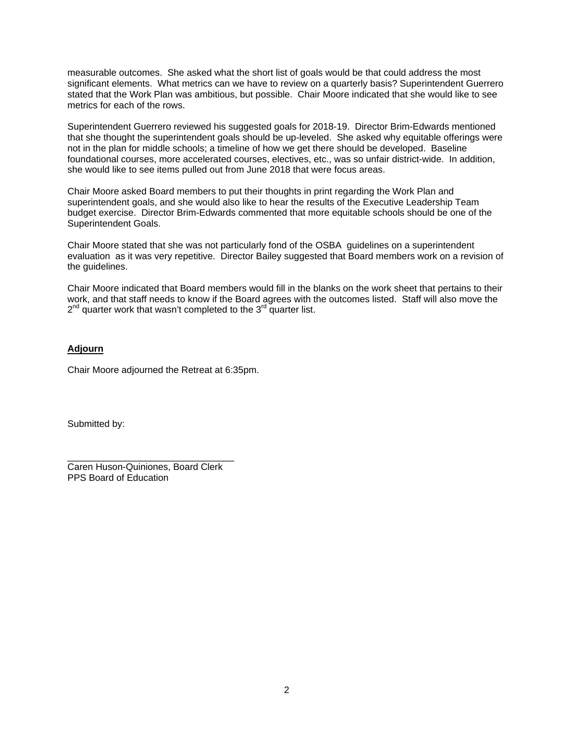measurable outcomes. She asked what the short list of goals would be that could address the most significant elements. What metrics can we have to review on a quarterly basis? Superintendent Guerrero stated that the Work Plan was ambitious, but possible. Chair Moore indicated that she would like to see metrics for each of the rows.

Superintendent Guerrero reviewed his suggested goals for 2018-19. Director Brim-Edwards mentioned that she thought the superintendent goals should be up-leveled. She asked why equitable offerings were not in the plan for middle schools; a timeline of how we get there should be developed. Baseline foundational courses, more accelerated courses, electives, etc., was so unfair district-wide. In addition, she would like to see items pulled out from June 2018 that were focus areas.

Chair Moore asked Board members to put their thoughts in print regarding the Work Plan and superintendent goals, and she would also like to hear the results of the Executive Leadership Team budget exercise. Director Brim-Edwards commented that more equitable schools should be one of the Superintendent Goals.

Chair Moore stated that she was not particularly fond of the OSBA guidelines on a superintendent evaluation as it was very repetitive. Director Bailey suggested that Board members work on a revision of the guidelines.

Chair Moore indicated that Board members would fill in the blanks on the work sheet that pertains to their work, and that staff needs to know if the Board agrees with the outcomes listed. Staff will also move the 2nd quarter work that wasn't completed to the 3rd quarter list.

**Adjourn**

Chair Moore adjourned the Retreat at 6:35pm.

Submitted by:

\_\_\_\_\_\_\_\_\_\_\_\_\_\_\_\_\_\_\_\_\_\_\_\_\_\_\_\_\_\_\_\_

Caren Huson-Quiniones, Board Clerk
PPS Board of Education